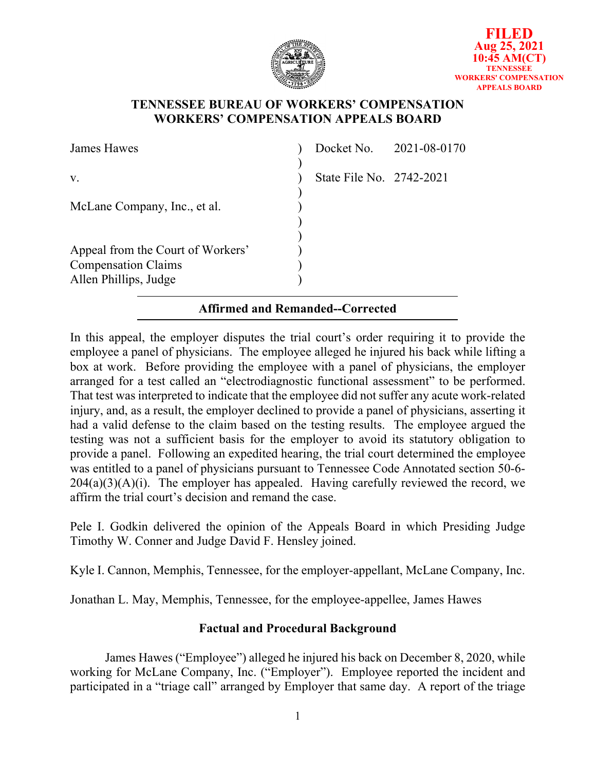FILED
Aug 25, 2021
10:45 AM(CT)
TENNESSEE
WORKERS' COMPENSATION
APPEALS BOARD

**TENNESSEE BUREAU OF WORKERS' COMPENSATION**
**WORKERS' COMPENSATION APPEALS BOARD**

| | | |
|---|---|---|
| James Hawes | ) | Docket No. 2021-08-0170 |
| v. | ) | State File No. 2742-2021 |
| McLane Company, Inc., et al. | ) | |
| Appeal from the Court of Workers' Compensation Claims Allen Phillips, Judge | ) | |

**Affirmed and Remanded--Corrected**

In this appeal, the employer disputes the trial court's order requiring it to provide the employee a panel of physicians. The employee alleged he injured his back while lifting a box at work. Before providing the employee with a panel of physicians, the employer arranged for a test called an "electrodiagnostic functional assessment" to be performed. That test was interpreted to indicate that the employee did not suffer any acute work-related injury, and, as a result, the employer declined to provide a panel of physicians, asserting it had a valid defense to the claim based on the testing results. The employee argued the testing was not a sufficient basis for the employer to avoid its statutory obligation to provide a panel. Following an expedited hearing, the trial court determined the employee was entitled to a panel of physicians pursuant to Tennessee Code Annotated section 50-6-204(a)(3)(A)(i). The employer has appealed. Having carefully reviewed the record, we affirm the trial court's decision and remand the case.

Pele I. Godkin delivered the opinion of the Appeals Board in which Presiding Judge Timothy W. Conner and Judge David F. Hensley joined.

Kyle I. Cannon, Memphis, Tennessee, for the employer-appellant, McLane Company, Inc.

Jonathan L. May, Memphis, Tennessee, for the employee-appellee, James Hawes

## Factual and Procedural Background

James Hawes ("Employee") alleged he injured his back on December 8, 2020, while working for McLane Company, Inc. ("Employer"). Employee reported the incident and participated in a "triage call" arranged by Employer that same day. A report of the triage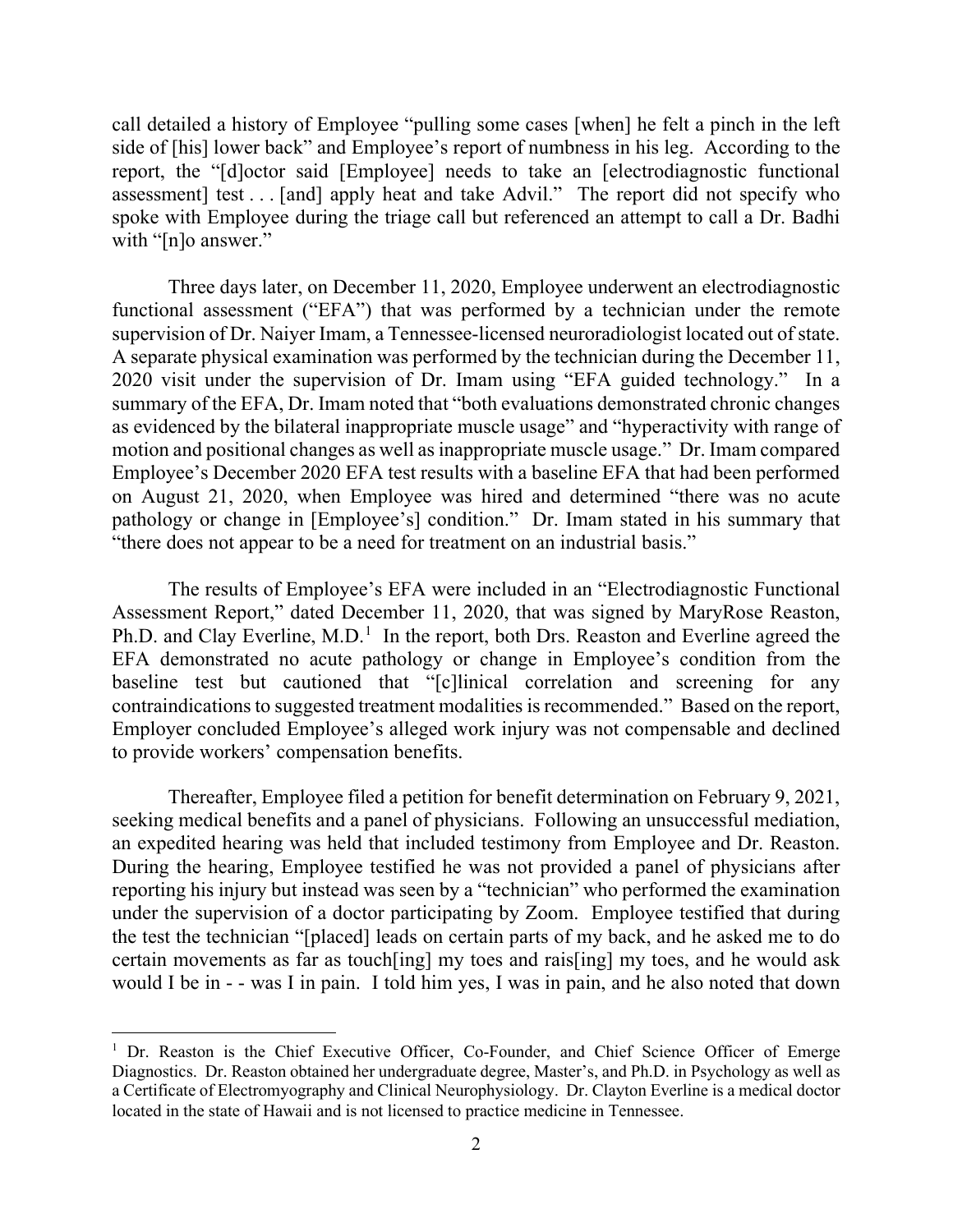call detailed a history of Employee "pulling some cases [when] he felt a pinch in the left side of [his] lower back" and Employee's report of numbness in his leg. According to the report, the "[d]octor said [Employee] needs to take an [electrodiagnostic functional assessment] test . . . [and] apply heat and take Advil." The report did not specify who spoke with Employee during the triage call but referenced an attempt to call a Dr. Badhi with "[n]o answer."

Three days later, on December 11, 2020, Employee underwent an electrodiagnostic functional assessment ("EFA") that was performed by a technician under the remote supervision of Dr. Naiyer Imam, a Tennessee-licensed neuroradiologist located out of state. A separate physical examination was performed by the technician during the December 11, 2020 visit under the supervision of Dr. Imam using "EFA guided technology." In a summary of the EFA, Dr. Imam noted that "both evaluations demonstrated chronic changes as evidenced by the bilateral inappropriate muscle usage" and "hyperactivity with range of motion and positional changes as well as inappropriate muscle usage." Dr. Imam compared Employee's December 2020 EFA test results with a baseline EFA that had been performed on August 21, 2020, when Employee was hired and determined "there was no acute pathology or change in [Employee's] condition." Dr. Imam stated in his summary that "there does not appear to be a need for treatment on an industrial basis."

The results of Employee's EFA were included in an "Electrodiagnostic Functional Assessment Report," dated December 11, 2020, that was signed by MaryRose Reaston, Ph.D. and Clay Everline, M.D.[1] In the report, both Drs. Reaston and Everline agreed the EFA demonstrated no acute pathology or change in Employee's condition from the baseline test but cautioned that "[c]linical correlation and screening for any contraindications to suggested treatment modalities is recommended." Based on the report, Employer concluded Employee's alleged work injury was not compensable and declined to provide workers' compensation benefits.

Thereafter, Employee filed a petition for benefit determination on February 9, 2021, seeking medical benefits and a panel of physicians. Following an unsuccessful mediation, an expedited hearing was held that included testimony from Employee and Dr. Reaston. During the hearing, Employee testified he was not provided a panel of physicians after reporting his injury but instead was seen by a "technician" who performed the examination under the supervision of a doctor participating by Zoom. Employee testified that during the test the technician "[placed] leads on certain parts of my back, and he asked me to do certain movements as far as touch[ing] my toes and rais[ing] my toes, and he would ask would I be in - - was I in pain. I told him yes, I was in pain, and he also noted that down

---

[1] Dr. Reaston is the Chief Executive Officer, Co-Founder, and Chief Science Officer of Emerge Diagnostics. Dr. Reaston obtained her undergraduate degree, Master's, and Ph.D. in Psychology as well as a Certificate of Electromyography and Clinical Neurophysiology. Dr. Clayton Everline is a medical doctor located in the state of Hawaii and is not licensed to practice medicine in Tennessee.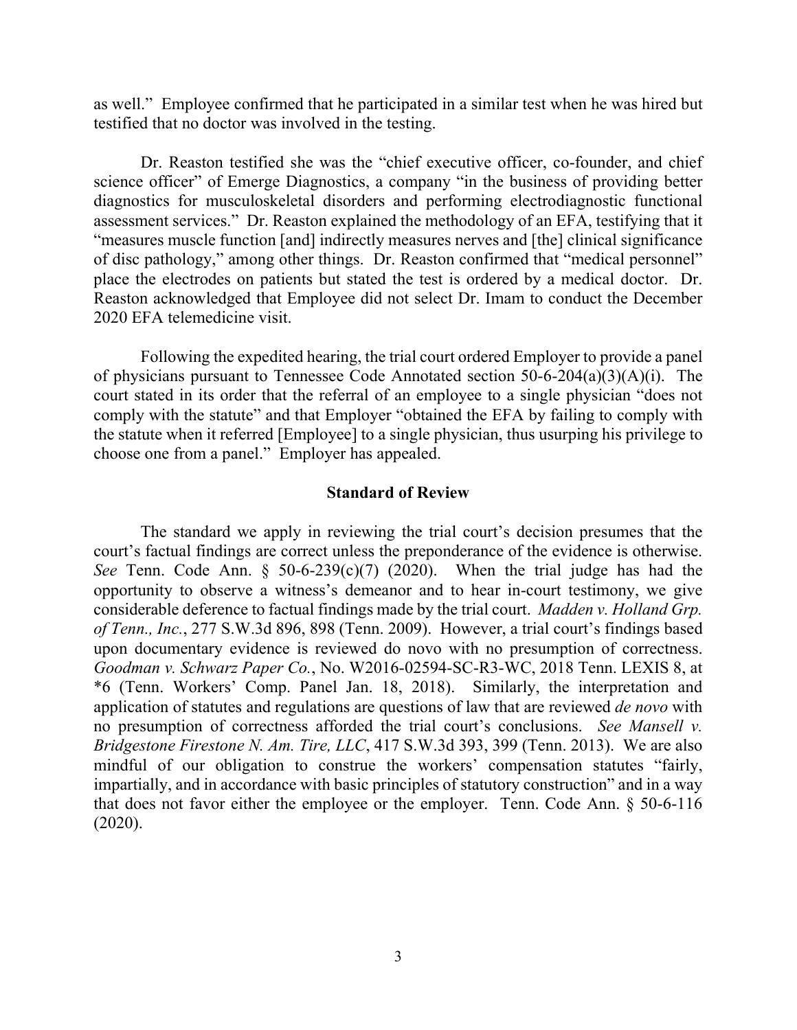as well." Employee confirmed that he participated in a similar test when he was hired but testified that no doctor was involved in the testing.

Dr. Reaston testified she was the "chief executive officer, co-founder, and chief science officer" of Emerge Diagnostics, a company "in the business of providing better diagnostics for musculoskeletal disorders and performing electrodiagnostic functional assessment services." Dr. Reaston explained the methodology of an EFA, testifying that it "measures muscle function [and] indirectly measures nerves and [the] clinical significance of disc pathology," among other things. Dr. Reaston confirmed that "medical personnel" place the electrodes on patients but stated the test is ordered by a medical doctor. Dr. Reaston acknowledged that Employee did not select Dr. Imam to conduct the December 2020 EFA telemedicine visit.

Following the expedited hearing, the trial court ordered Employer to provide a panel of physicians pursuant to Tennessee Code Annotated section 50-6-204(a)(3)(A)(i). The court stated in its order that the referral of an employee to a single physician "does not comply with the statute" and that Employer "obtained the EFA by failing to comply with the statute when it referred [Employee] to a single physician, thus usurping his privilege to choose one from a panel." Employer has appealed.

## Standard of Review

The standard we apply in reviewing the trial court's decision presumes that the court's factual findings are correct unless the preponderance of the evidence is otherwise. *See* Tenn. Code Ann. § 50-6-239(c)(7) (2020). When the trial judge has had the opportunity to observe a witness's demeanor and to hear in-court testimony, we give considerable deference to factual findings made by the trial court. *Madden v. Holland Grp. of Tenn., Inc.*, 277 S.W.3d 896, 898 (Tenn. 2009). However, a trial court's findings based upon documentary evidence is reviewed do novo with no presumption of correctness. *Goodman v. Schwarz Paper Co.*, No. W2016-02594-SC-R3-WC, 2018 Tenn. LEXIS 8, at *6 (Tenn. Workers' Comp. Panel Jan. 18, 2018). Similarly, the interpretation and application of statutes and regulations are questions of law that are reviewed *de novo* with no presumption of correctness afforded the trial court's conclusions. *See Mansell v. Bridgestone Firestone N. Am. Tire, LLC*, 417 S.W.3d 393, 399 (Tenn. 2013). We are also mindful of our obligation to construe the workers' compensation statutes "fairly, impartially, and in accordance with basic principles of statutory construction" and in a way that does not favor either the employee or the employer. Tenn. Code Ann. § 50-6-116 (2020).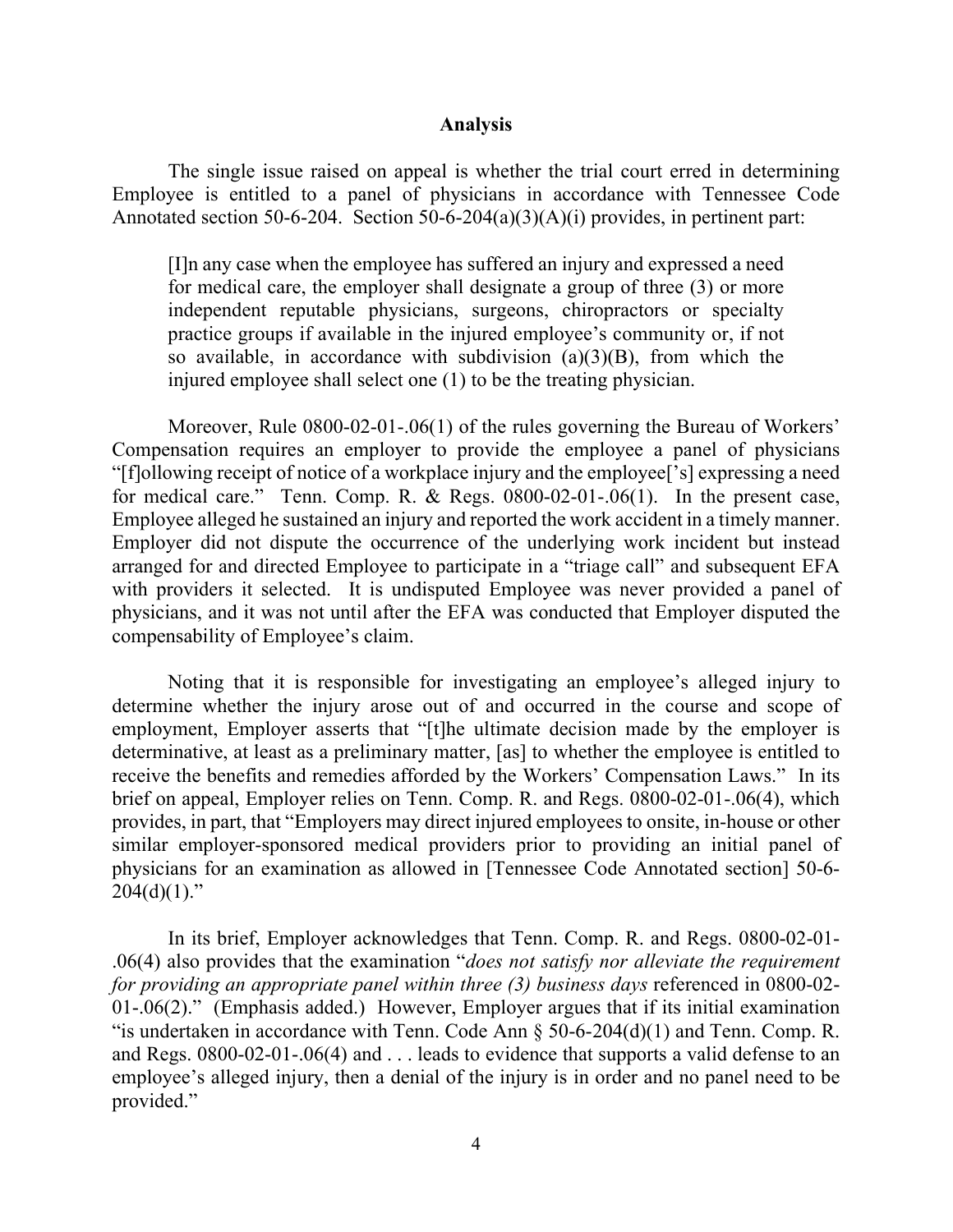## Analysis

The single issue raised on appeal is whether the trial court erred in determining Employee is entitled to a panel of physicians in accordance with Tennessee Code Annotated section 50-6-204. Section 50-6-204(a)(3)(A)(i) provides, in pertinent part:

> [I]n any case when the employee has suffered an injury and expressed a need for medical care, the employer shall designate a group of three (3) or more independent reputable physicians, surgeons, chiropractors or specialty practice groups if available in the injured employee's community or, if not so available, in accordance with subdivision (a)(3)(B), from which the injured employee shall select one (1) to be the treating physician.

Moreover, Rule 0800-02-01-.06(1) of the rules governing the Bureau of Workers' Compensation requires an employer to provide the employee a panel of physicians "[f]ollowing receipt of notice of a workplace injury and the employee['s] expressing a need for medical care." Tenn. Comp. R. & Regs. 0800-02-01-.06(1). In the present case, Employee alleged he sustained an injury and reported the work accident in a timely manner. Employer did not dispute the occurrence of the underlying work incident but instead arranged for and directed Employee to participate in a "triage call" and subsequent EFA with providers it selected. It is undisputed Employee was never provided a panel of physicians, and it was not until after the EFA was conducted that Employer disputed the compensability of Employee's claim.

Noting that it is responsible for investigating an employee's alleged injury to determine whether the injury arose out of and occurred in the course and scope of employment, Employer asserts that "[t]he ultimate decision made by the employer is determinative, at least as a preliminary matter, [as] to whether the employee is entitled to receive the benefits and remedies afforded by the Workers' Compensation Laws." In its brief on appeal, Employer relies on Tenn. Comp. R. and Regs. 0800-02-01-.06(4), which provides, in part, that "Employers may direct injured employees to onsite, in-house or other similar employer-sponsored medical providers prior to providing an initial panel of physicians for an examination as allowed in [Tennessee Code Annotated section] 50-6-204(d)(1)."

In its brief, Employer acknowledges that Tenn. Comp. R. and Regs. 0800-02-01-.06(4) also provides that the examination "*does not satisfy nor alleviate the requirement for providing an appropriate panel within three (3) business days* referenced in 0800-02-01-.06(2)." (Emphasis added.) However, Employer argues that if its initial examination "is undertaken in accordance with Tenn. Code Ann § 50-6-204(d)(1) and Tenn. Comp. R. and Regs. 0800-02-01-.06(4) and . . . leads to evidence that supports a valid defense to an employee's alleged injury, then a denial of the injury is in order and no panel need to be provided."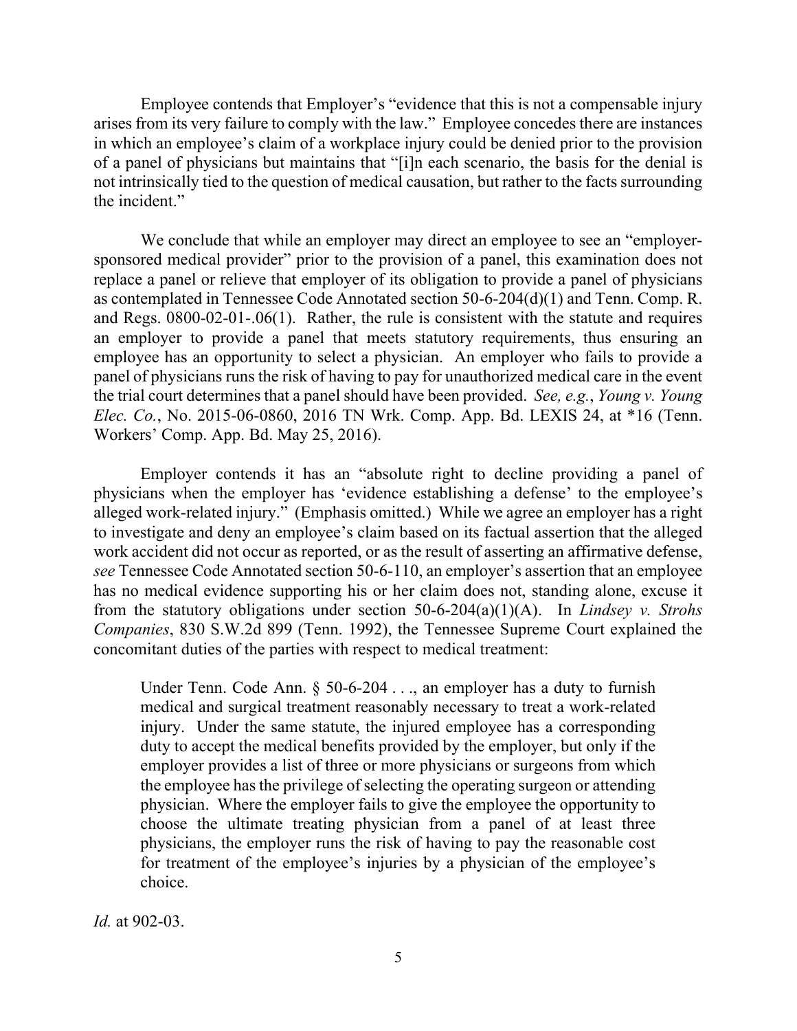Employee contends that Employer's "evidence that this is not a compensable injury arises from its very failure to comply with the law." Employee concedes there are instances in which an employee's claim of a workplace injury could be denied prior to the provision of a panel of physicians but maintains that "[i]n each scenario, the basis for the denial is not intrinsically tied to the question of medical causation, but rather to the facts surrounding the incident."

We conclude that while an employer may direct an employee to see an "employer-sponsored medical provider" prior to the provision of a panel, this examination does not replace a panel or relieve that employer of its obligation to provide a panel of physicians as contemplated in Tennessee Code Annotated section 50-6-204(d)(1) and Tenn. Comp. R. and Regs. 0800-02-01-.06(1). Rather, the rule is consistent with the statute and requires an employer to provide a panel that meets statutory requirements, thus ensuring an employee has an opportunity to select a physician. An employer who fails to provide a panel of physicians runs the risk of having to pay for unauthorized medical care in the event the trial court determines that a panel should have been provided. *See, e.g.*, *Young v. Young Elec. Co.*, No. 2015-06-0860, 2016 TN Wrk. Comp. App. Bd. LEXIS 24, at *16 (Tenn. Workers' Comp. App. Bd. May 25, 2016).

Employer contends it has an "absolute right to decline providing a panel of physicians when the employer has 'evidence establishing a defense' to the employee's alleged work-related injury." (Emphasis omitted.) While we agree an employer has a right to investigate and deny an employee's claim based on its factual assertion that the alleged work accident did not occur as reported, or as the result of asserting an affirmative defense, *see* Tennessee Code Annotated section 50-6-110, an employer's assertion that an employee has no medical evidence supporting his or her claim does not, standing alone, excuse it from the statutory obligations under section 50-6-204(a)(1)(A). In *Lindsey v. Strohs Companies*, 830 S.W.2d 899 (Tenn. 1992), the Tennessee Supreme Court explained the concomitant duties of the parties with respect to medical treatment:

> Under Tenn. Code Ann. § 50-6-204 . . ., an employer has a duty to furnish medical and surgical treatment reasonably necessary to treat a work-related injury. Under the same statute, the injured employee has a corresponding duty to accept the medical benefits provided by the employer, but only if the employer provides a list of three or more physicians or surgeons from which the employee has the privilege of selecting the operating surgeon or attending physician. Where the employer fails to give the employee the opportunity to choose the ultimate treating physician from a panel of at least three physicians, the employer runs the risk of having to pay the reasonable cost for treatment of the employee's injuries by a physician of the employee's choice.

*Id.* at 902-03.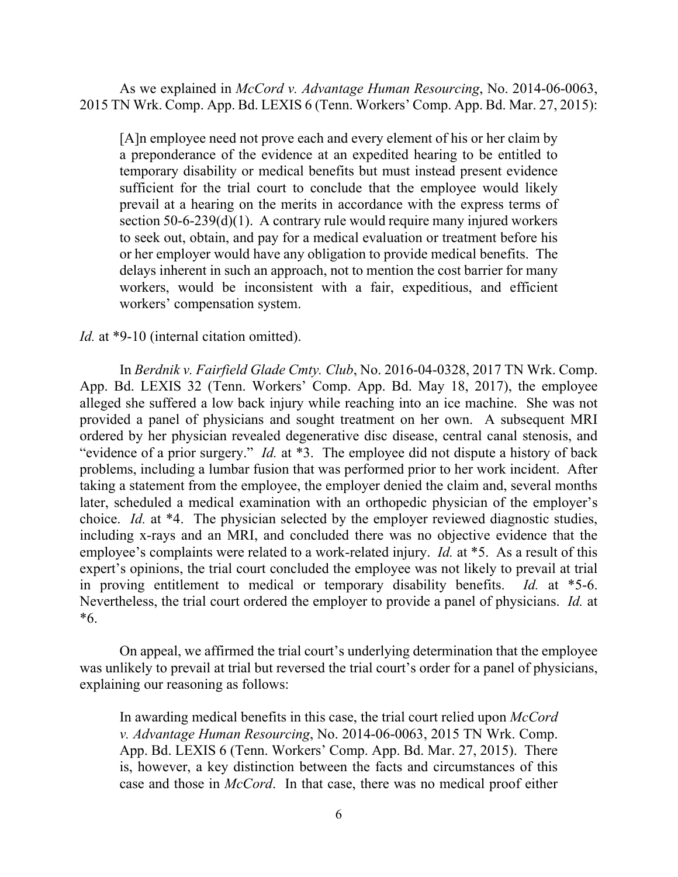As we explained in *McCord v. Advantage Human Resourcing*, No. 2014-06-0063, 2015 TN Wrk. Comp. App. Bd. LEXIS 6 (Tenn. Workers' Comp. App. Bd. Mar. 27, 2015):

> [A]n employee need not prove each and every element of his or her claim by a preponderance of the evidence at an expedited hearing to be entitled to temporary disability or medical benefits but must instead present evidence sufficient for the trial court to conclude that the employee would likely prevail at a hearing on the merits in accordance with the express terms of section 50-6-239(d)(1). A contrary rule would require many injured workers to seek out, obtain, and pay for a medical evaluation or treatment before his or her employer would have any obligation to provide medical benefits. The delays inherent in such an approach, not to mention the cost barrier for many workers, would be inconsistent with a fair, expeditious, and efficient workers' compensation system.

*Id.* at *9-10 (internal citation omitted).

In *Berdnik v. Fairfield Glade Cmty. Club*, No. 2016-04-0328, 2017 TN Wrk. Comp. App. Bd. LEXIS 32 (Tenn. Workers' Comp. App. Bd. May 18, 2017), the employee alleged she suffered a low back injury while reaching into an ice machine. She was not provided a panel of physicians and sought treatment on her own. A subsequent MRI ordered by her physician revealed degenerative disc disease, central canal stenosis, and "evidence of a prior surgery." *Id.* at *3. The employee did not dispute a history of back problems, including a lumbar fusion that was performed prior to her work incident. After taking a statement from the employee, the employer denied the claim and, several months later, scheduled a medical examination with an orthopedic physician of the employer's choice. *Id.* at *4. The physician selected by the employer reviewed diagnostic studies, including x-rays and an MRI, and concluded there was no objective evidence that the employee's complaints were related to a work-related injury. *Id.* at *5. As a result of this expert's opinions, the trial court concluded the employee was not likely to prevail at trial in proving entitlement to medical or temporary disability benefits. *Id.* at *5-6. Nevertheless, the trial court ordered the employer to provide a panel of physicians. *Id.* at *6.

On appeal, we affirmed the trial court's underlying determination that the employee was unlikely to prevail at trial but reversed the trial court's order for a panel of physicians, explaining our reasoning as follows:

> In awarding medical benefits in this case, the trial court relied upon *McCord v. Advantage Human Resourcing*, No. 2014-06-0063, 2015 TN Wrk. Comp. App. Bd. LEXIS 6 (Tenn. Workers' Comp. App. Bd. Mar. 27, 2015). There is, however, a key distinction between the facts and circumstances of this case and those in *McCord*. In that case, there was no medical proof either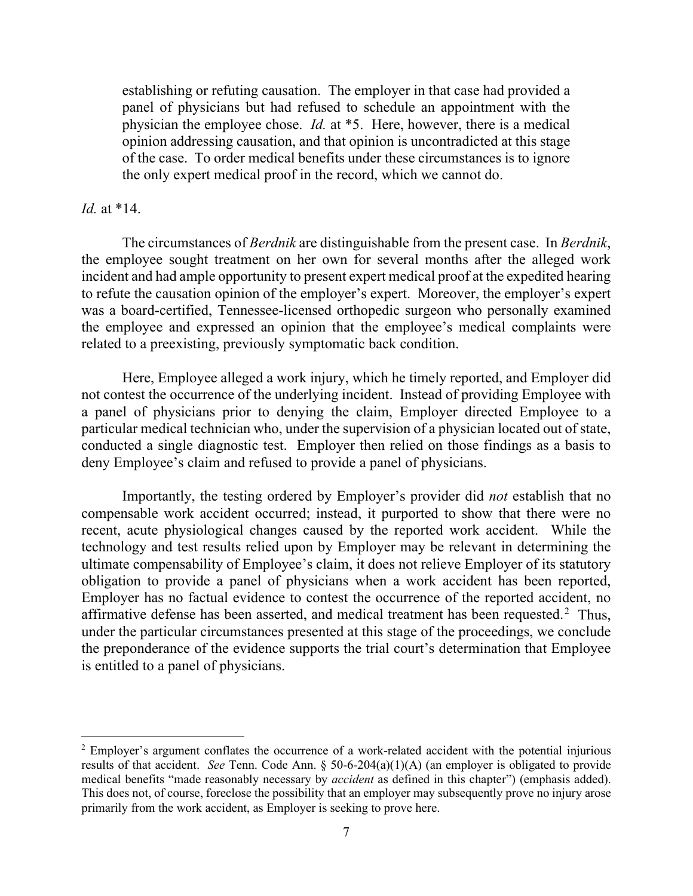> establishing or refuting causation. The employer in that case had provided a panel of physicians but had refused to schedule an appointment with the physician the employee chose. *Id.* at *5. Here, however, there is a medical opinion addressing causation, and that opinion is uncontradicted at this stage of the case. To order medical benefits under these circumstances is to ignore the only expert medical proof in the record, which we cannot do.

*Id.* at *14.

The circumstances of *Berdnik* are distinguishable from the present case. In *Berdnik*, the employee sought treatment on her own for several months after the alleged work incident and had ample opportunity to present expert medical proof at the expedited hearing to refute the causation opinion of the employer's expert. Moreover, the employer's expert was a board-certified, Tennessee-licensed orthopedic surgeon who personally examined the employee and expressed an opinion that the employee's medical complaints were related to a preexisting, previously symptomatic back condition.

Here, Employee alleged a work injury, which he timely reported, and Employer did not contest the occurrence of the underlying incident. Instead of providing Employee with a panel of physicians prior to denying the claim, Employer directed Employee to a particular medical technician who, under the supervision of a physician located out of state, conducted a single diagnostic test. Employer then relied on those findings as a basis to deny Employee's claim and refused to provide a panel of physicians.

Importantly, the testing ordered by Employer's provider did *not* establish that no compensable work accident occurred; instead, it purported to show that there were no recent, acute physiological changes caused by the reported work accident. While the technology and test results relied upon by Employer may be relevant in determining the ultimate compensability of Employee's claim, it does not relieve Employer of its statutory obligation to provide a panel of physicians when a work accident has been reported, Employer has no factual evidence to contest the occurrence of the reported accident, no affirmative defense has been asserted, and medical treatment has been requested.[2] Thus, under the particular circumstances presented at this stage of the proceedings, we conclude the preponderance of the evidence supports the trial court's determination that Employee is entitled to a panel of physicians.

---

[2] Employer's argument conflates the occurrence of a work-related accident with the potential injurious results of that accident. *See* Tenn. Code Ann. § 50-6-204(a)(1)(A) (an employer is obligated to provide medical benefits "made reasonably necessary by *accident* as defined in this chapter") (emphasis added). This does not, of course, foreclose the possibility that an employer may subsequently prove no injury arose primarily from the work accident, as Employer is seeking to prove here.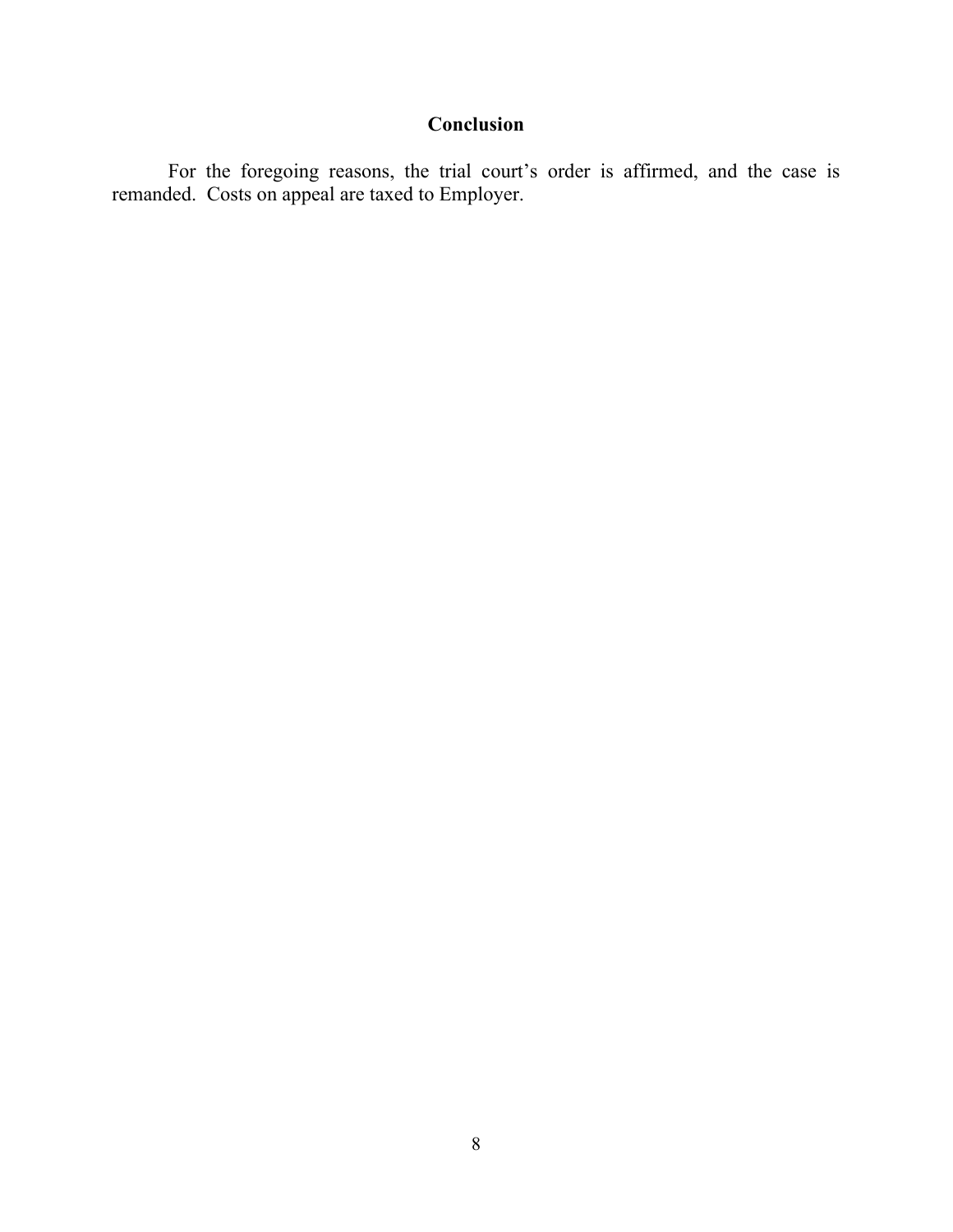## Conclusion

For the foregoing reasons, the trial court's order is affirmed, and the case is remanded. Costs on appeal are taxed to Employer.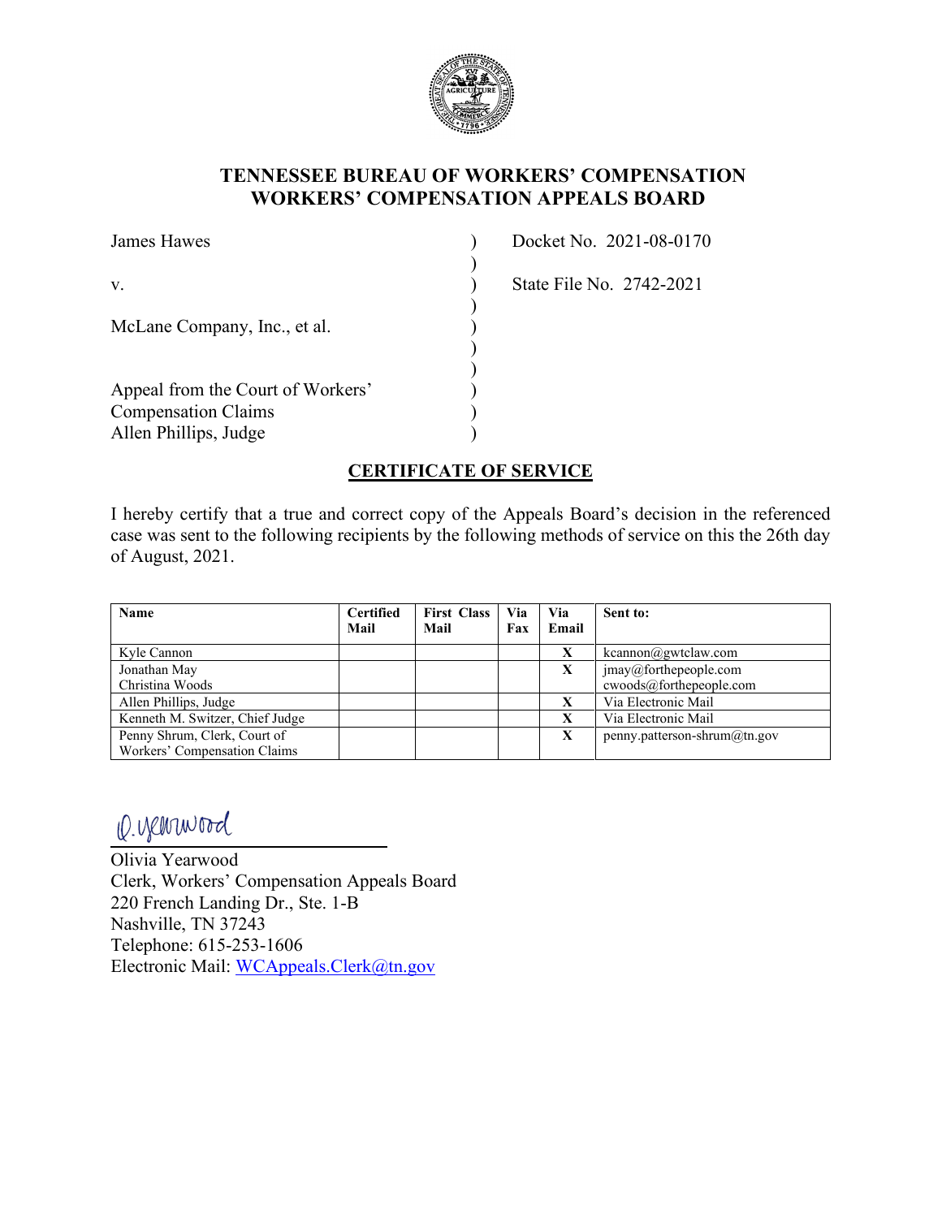# TENNESSEE BUREAU OF WORKERS' COMPENSATION
# WORKERS' COMPENSATION APPEALS BOARD

| | | |
|---|---|---|
| James Hawes | ) | Docket No. 2021-08-0170 |
| | ) | |
| v. | ) | State File No. 2742-2021 |
| | ) | |
| McLane Company, Inc., et al. | ) | |
| | ) | |
| | ) | |
| Appeal from the Court of Workers' Compensation Claims | ) | |
| Allen Phillips, Judge | ) | |

## CERTIFICATE OF SERVICE

I hereby certify that a true and correct copy of the Appeals Board's decision in the referenced case was sent to the following recipients by the following methods of service on this the 26th day of August, 2021.

| Name | Certified Mail | First Class Mail | Via Fax | Via Email | Sent to: |
|---|---|---|---|---|---|
| Kyle Cannon | | | | X | kcannon@gwtclaw.com |
| Jonathan May<br>Christina Woods | | | | X | jmay@forthepeople.com<br>cwoods@forthepeople.com |
| Allen Phillips, Judge | | | | X | Via Electronic Mail |
| Kenneth M. Switzer, Chief Judge | | | | X | Via Electronic Mail |
| Penny Shrum, Clerk, Court of Workers' Compensation Claims | | | | X | penny.patterson-shrum@tn.gov |

O. Yearwood

Olivia Yearwood
Clerk, Workers' Compensation Appeals Board
220 French Landing Dr., Ste. 1-B
Nashville, TN 37243
Telephone: 615-253-1606
Electronic Mail: WCAppeals.Clerk@tn.gov